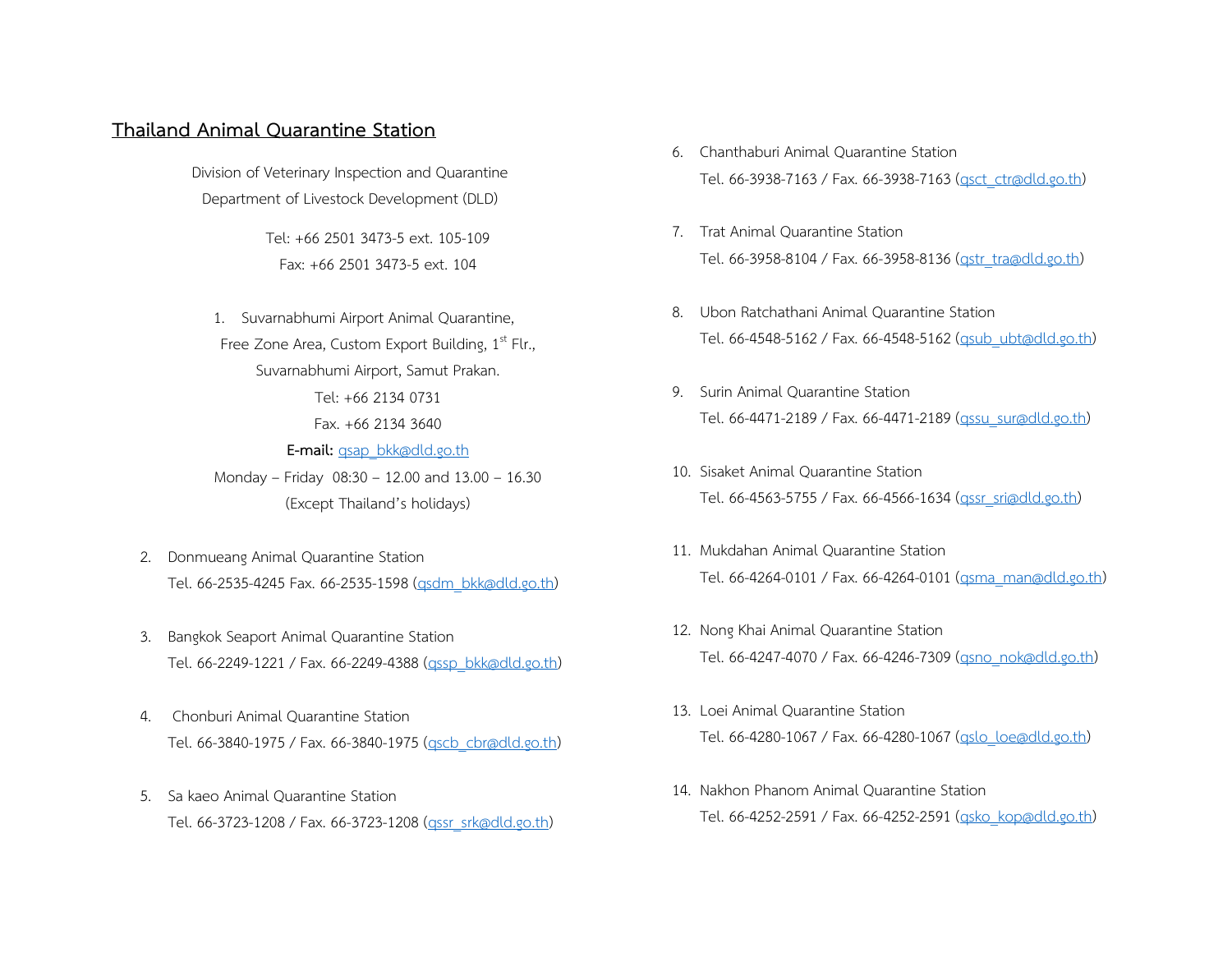## Thailand Animal Quarantine Station

Division of Veterinary Inspection and Quarantine
Department of Livestock Development (DLD)

Tel: +66 2501 3473-5 ext. 105-109
Fax: +66 2501 3473-5 ext. 104

1. Suvarnabhumi Airport Animal Quarantine,
   Free Zone Area, Custom Export Building, 1st Flr.,
   Suvarnabhumi Airport, Samut Prakan.
   Tel: +66 2134 0731
   Fax. +66 2134 3640
   **E-mail:** qsap_bkk@dld.go.th
   Monday – Friday 08:30 – 12.00 and 13.00 – 16.30
   (Except Thailand's holidays)

2. Donmueang Animal Quarantine Station
   Tel. 66-2535-4245 Fax. 66-2535-1598 (qsdm_bkk@dld.go.th)

3. Bangkok Seaport Animal Quarantine Station
   Tel. 66-2249-1221 / Fax. 66-2249-4388 (qssp_bkk@dld.go.th)

4. Chonburi Animal Quarantine Station
   Tel. 66-3840-1975 / Fax. 66-3840-1975 (qscb_cbr@dld.go.th)

5. Sa kaeo Animal Quarantine Station
   Tel. 66-3723-1208 / Fax. 66-3723-1208 (qssr_srk@dld.go.th)

6. Chanthaburi Animal Quarantine Station
   Tel. 66-3938-7163 / Fax. 66-3938-7163 (qsct_ctr@dld.go.th)

7. Trat Animal Quarantine Station
   Tel. 66-3958-8104 / Fax. 66-3958-8136 (qstr_tra@dld.go.th)

8. Ubon Ratchathani Animal Quarantine Station
   Tel. 66-4548-5162 / Fax. 66-4548-5162 (qsub_ubt@dld.go.th)

9. Surin Animal Quarantine Station
   Tel. 66-4471-2189 / Fax. 66-4471-2189 (qssu_sur@dld.go.th)

10. Sisaket Animal Quarantine Station
    Tel. 66-4563-5755 / Fax. 66-4566-1634 (qssr_sri@dld.go.th)

11. Mukdahan Animal Quarantine Station
    Tel. 66-4264-0101 / Fax. 66-4264-0101 (qsma_man@dld.go.th)

12. Nong Khai Animal Quarantine Station
    Tel. 66-4247-4070 / Fax. 66-4246-7309 (qsno_nok@dld.go.th)

13. Loei Animal Quarantine Station
    Tel. 66-4280-1067 / Fax. 66-4280-1067 (qslo_loe@dld.go.th)

14. Nakhon Phanom Animal Quarantine Station
    Tel. 66-4252-2591 / Fax. 66-4252-2591 (qsko_kop@dld.go.th)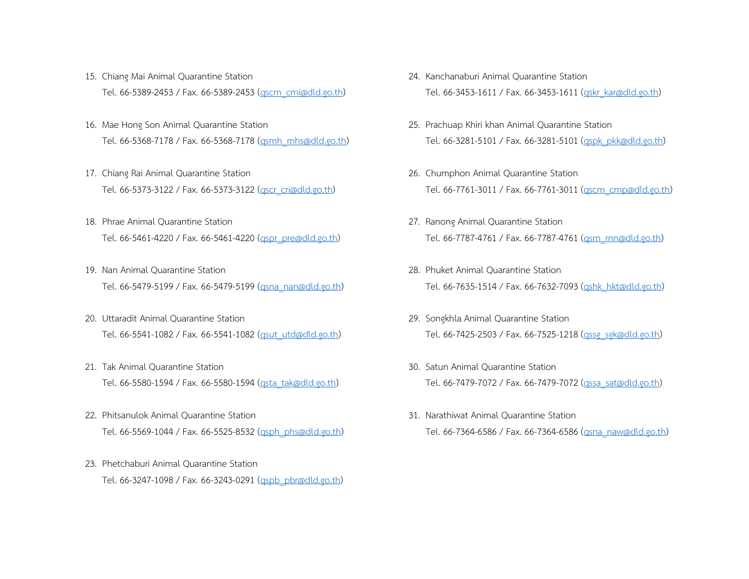15. Chiang Mai Animal Quarantine Station
    Tel. 66-5389-2453 / Fax. 66-5389-2453 (qscm_cmi@dld.go.th)

16. Mae Hong Son Animal Quarantine Station
    Tel. 66-5368-7178 / Fax. 66-5368-7178 (qsmh_mhs@dld.go.th)

17. Chiang Rai Animal Quarantine Station
    Tel. 66-5373-3122 / Fax. 66-5373-3122 (qscr_cri@dld.go.th)

18. Phrae Animal Quarantine Station
    Tel. 66-5461-4220 / Fax. 66-5461-4220 (qspr_pre@dld.go.th)

19. Nan Animal Quarantine Station
    Tel. 66-5479-5199 / Fax. 66-5479-5199 (qsna_nan@dld.go.th)

20. Uttaradit Animal Quarantine Station
    Tel. 66-5541-1082 / Fax. 66-5541-1082 (qsut_utd@dld.go.th)

21. Tak Animal Quarantine Station
    Tel. 66-5580-1594 / Fax. 66-5580-1594 (qsta_tak@dld.go.th)

22. Phitsanulok Animal Quarantine Station
    Tel. 66-5569-1044 / Fax. 66-5525-8532 (qsph_phs@dld.go.th)

23. Phetchaburi Animal Quarantine Station
    Tel. 66-3247-1098 / Fax. 66-3243-0291 (qspb_pbr@dld.go.th)

24. Kanchanaburi Animal Quarantine Station
    Tel. 66-3453-1611 / Fax. 66-3453-1611 (qskr_kar@dld.go.th)

25. Prachuap Khiri khan Animal Quarantine Station
    Tel. 66-3281-5101 / Fax. 66-3281-5101 (qspk_pkk@dld.go.th)

26. Chumphon Animal Quarantine Station
    Tel. 66-7761-3011 / Fax. 66-7761-3011 (qscm_cmp@dld.go.th)

27. Ranong Animal Quarantine Station
    Tel. 66-7787-4761 / Fax. 66-7787-4761 (qsrn_rnn@dld.go.th)

28. Phuket Animal Quarantine Station
    Tel. 66-7635-1514 / Fax. 66-7632-7093 (qshk_hkt@dld.go.th)

29. Songkhla Animal Quarantine Station
    Tel. 66-7425-2503 / Fax. 66-7525-1218 (qssg_sgk@dld.go.th)

30. Satun Animal Quarantine Station
    Tel. 66-7479-7072 / Fax. 66-7479-7072 (qssa_sat@dld.go.th)

31. Narathiwat Animal Quarantine Station
    Tel. 66-7364-6586 / Fax. 66-7364-6586 (qsna_naw@dld.go.th)